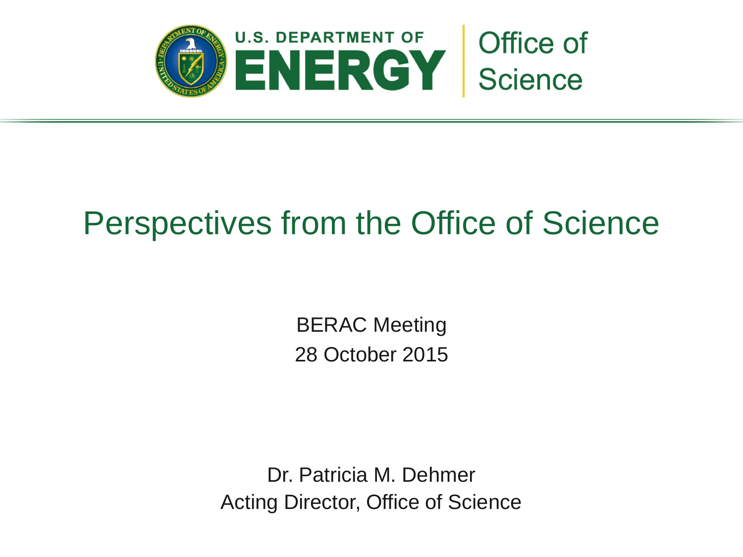U.S. DEPARTMENT OF ENERGY | Office of Science

# Perspectives from the Office of Science

BERAC Meeting
28 October 2015

Dr. Patricia M. Dehmer
Acting Director, Office of Science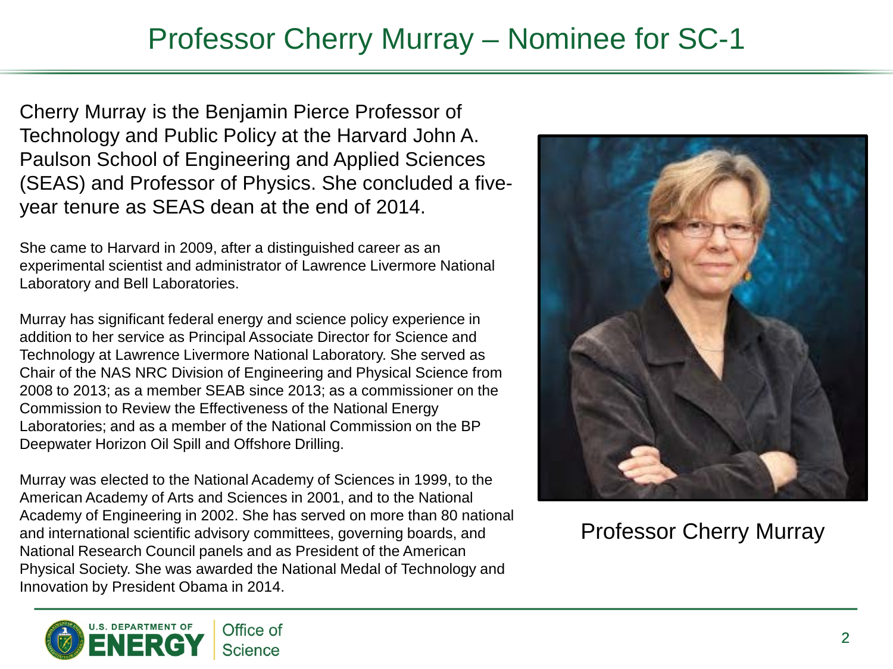# Professor Cherry Murray – Nominee for SC-1

Cherry Murray is the Benjamin Pierce Professor of Technology and Public Policy at the Harvard John A. Paulson School of Engineering and Applied Sciences (SEAS) and Professor of Physics. She concluded a five-year tenure as SEAS dean at the end of 2014.

She came to Harvard in 2009, after a distinguished career as an experimental scientist and administrator of Lawrence Livermore National Laboratory and Bell Laboratories.

Murray has significant federal energy and science policy experience in addition to her service as Principal Associate Director for Science and Technology at Lawrence Livermore National Laboratory. She served as Chair of the NAS NRC Division of Engineering and Physical Science from 2008 to 2013; as a member SEAB since 2013; as a commissioner on the Commission to Review the Effectiveness of the National Energy Laboratories; and as a member of the National Commission on the BP Deepwater Horizon Oil Spill and Offshore Drilling.

Murray was elected to the National Academy of Sciences in 1999, to the American Academy of Arts and Sciences in 2001, and to the National Academy of Engineering in 2002. She has served on more than 80 national and international scientific advisory committees, governing boards, and National Research Council panels and as President of the American Physical Society. She was awarded the National Medal of Technology and Innovation by President Obama in 2014.

Professor Cherry Murray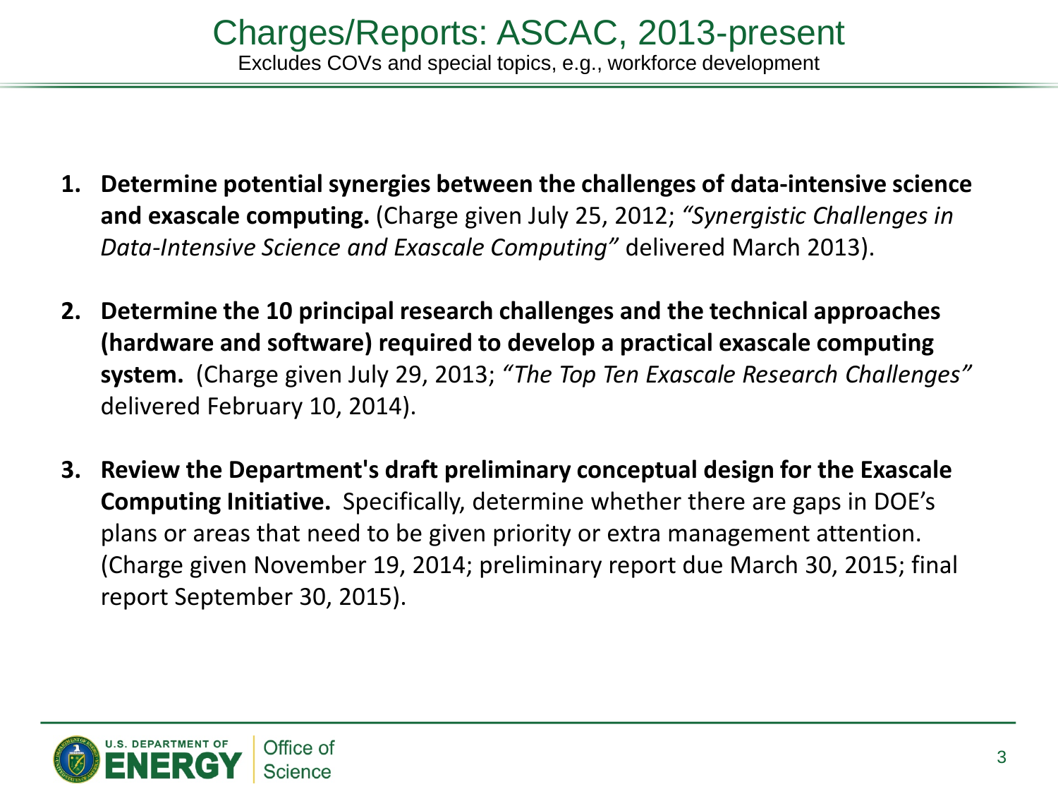# Charges/Reports: ASCAC, 2013-present

Excludes COVs and special topics, e.g., workforce development

1. **Determine potential synergies between the challenges of data-intensive science and exascale computing.** (Charge given July 25, 2012; *"Synergistic Challenges in Data-Intensive Science and Exascale Computing"* delivered March 2013).

2. **Determine the 10 principal research challenges and the technical approaches (hardware and software) required to develop a practical exascale computing system.** (Charge given July 29, 2013; *"The Top Ten Exascale Research Challenges"* delivered February 10, 2014).

3. **Review the Department's draft preliminary conceptual design for the Exascale Computing Initiative.** Specifically, determine whether there are gaps in DOE's plans or areas that need to be given priority or extra management attention. (Charge given November 19, 2014; preliminary report due March 30, 2015; final report September 30, 2015).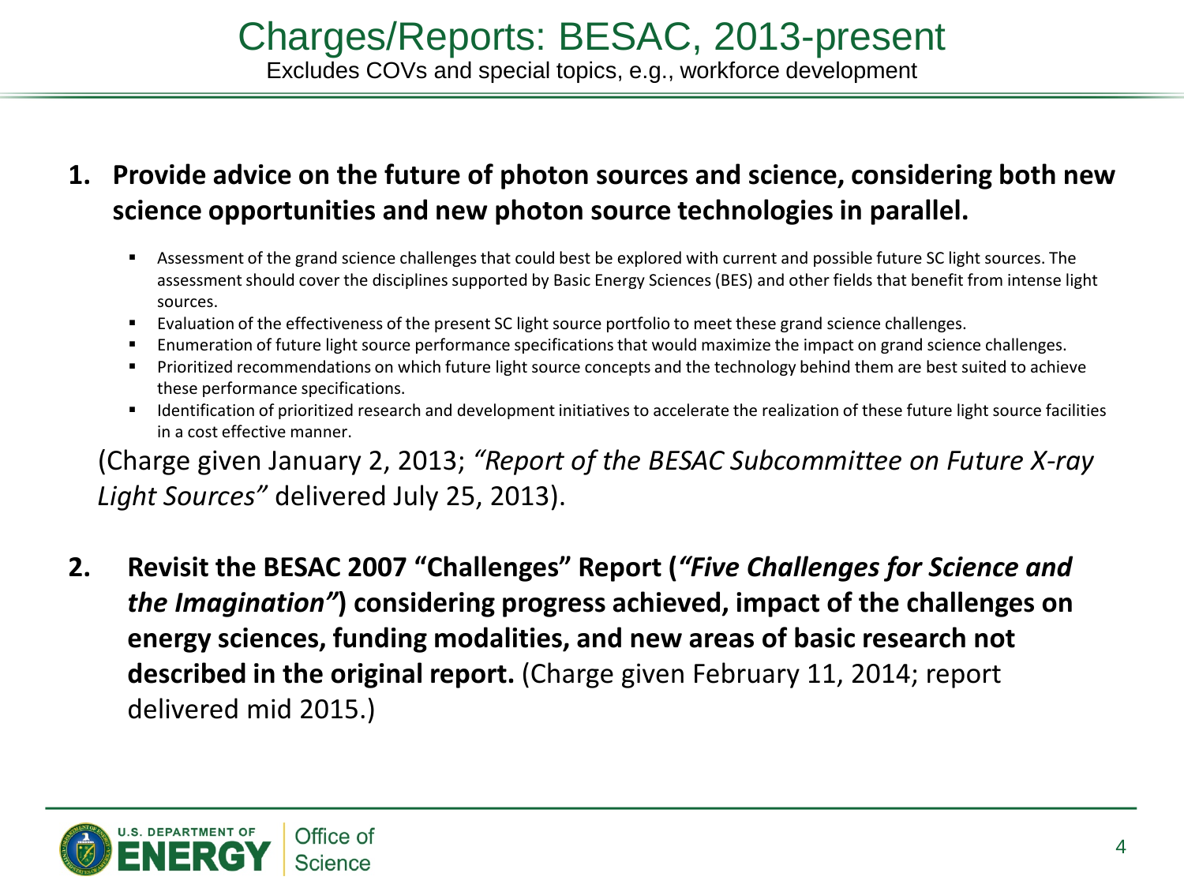# Charges/Reports: BESAC, 2013-present

Excludes COVs and special topics, e.g., workforce development

1. **Provide advice on the future of photon sources and science, considering both new science opportunities and new photon source technologies in parallel.**

   - Assessment of the grand science challenges that could best be explored with current and possible future SC light sources. The assessment should cover the disciplines supported by Basic Energy Sciences (BES) and other fields that benefit from intense light sources.
   - Evaluation of the effectiveness of the present SC light source portfolio to meet these grand science challenges.
   - Enumeration of future light source performance specifications that would maximize the impact on grand science challenges.
   - Prioritized recommendations on which future light source concepts and the technology behind them are best suited to achieve these performance specifications.
   - Identification of prioritized research and development initiatives to accelerate the realization of these future light source facilities in a cost effective manner.

   (Charge given January 2, 2013; *"Report of the BESAC Subcommittee on Future X-ray Light Sources"* delivered July 25, 2013).

2. **Revisit the BESAC 2007 "Challenges" Report (*"Five Challenges for Science and the Imagination"*) considering progress achieved, impact of the challenges on energy sciences, funding modalities, and new areas of basic research not described in the original report.** (Charge given February 11, 2014; report delivered mid 2015.)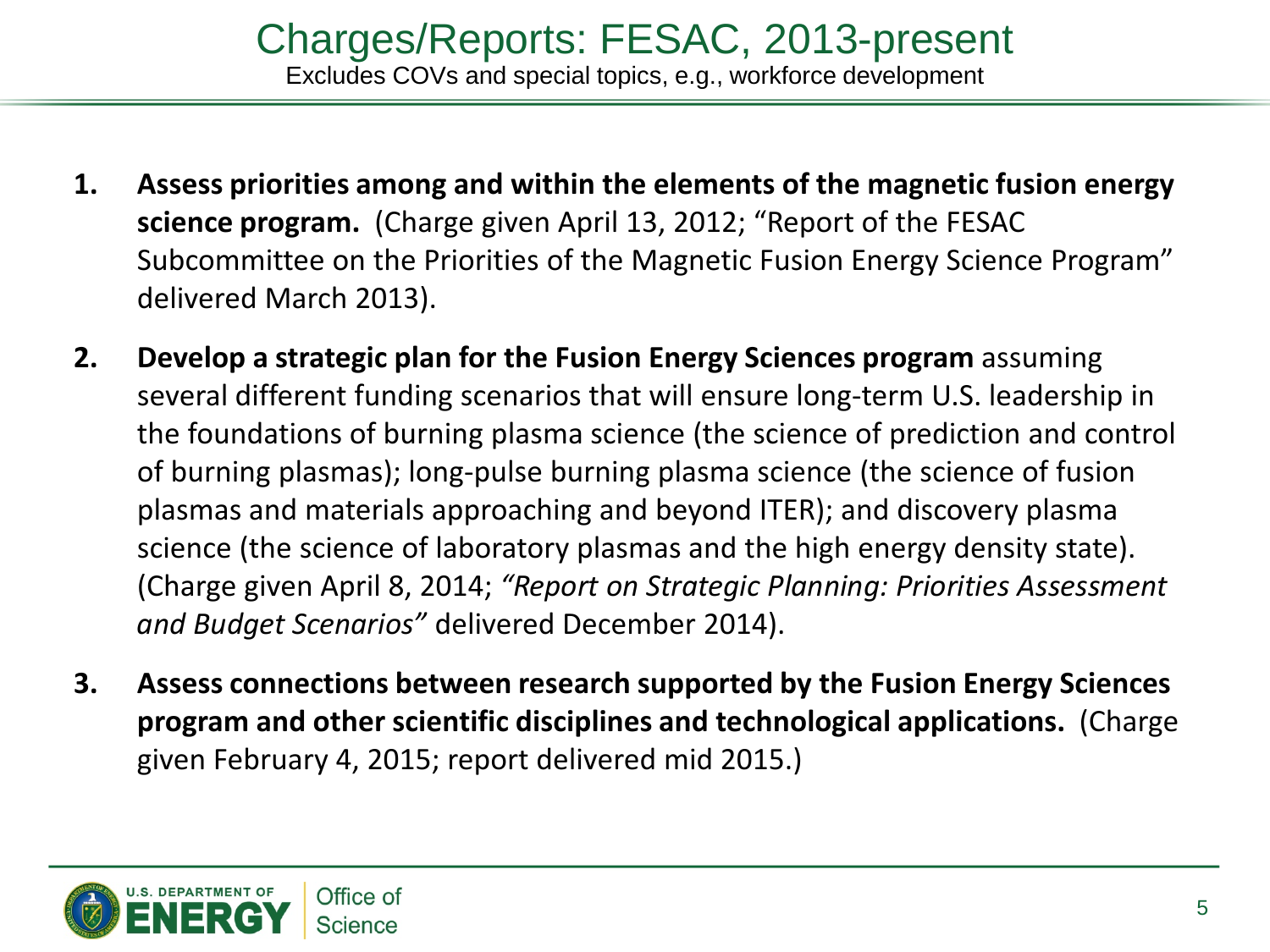# Charges/Reports: FESAC, 2013-present

Excludes COVs and special topics, e.g., workforce development

1. **Assess priorities among and within the elements of the magnetic fusion energy science program.** (Charge given April 13, 2012; "Report of the FESAC Subcommittee on the Priorities of the Magnetic Fusion Energy Science Program" delivered March 2013).

2. **Develop a strategic plan for the Fusion Energy Sciences program** assuming several different funding scenarios that will ensure long-term U.S. leadership in the foundations of burning plasma science (the science of prediction and control of burning plasmas); long-pulse burning plasma science (the science of fusion plasmas and materials approaching and beyond ITER); and discovery plasma science (the science of laboratory plasmas and the high energy density state). (Charge given April 8, 2014; *"Report on Strategic Planning: Priorities Assessment and Budget Scenarios"* delivered December 2014).

3. **Assess connections between research supported by the Fusion Energy Sciences program and other scientific disciplines and technological applications.** (Charge given February 4, 2015; report delivered mid 2015.)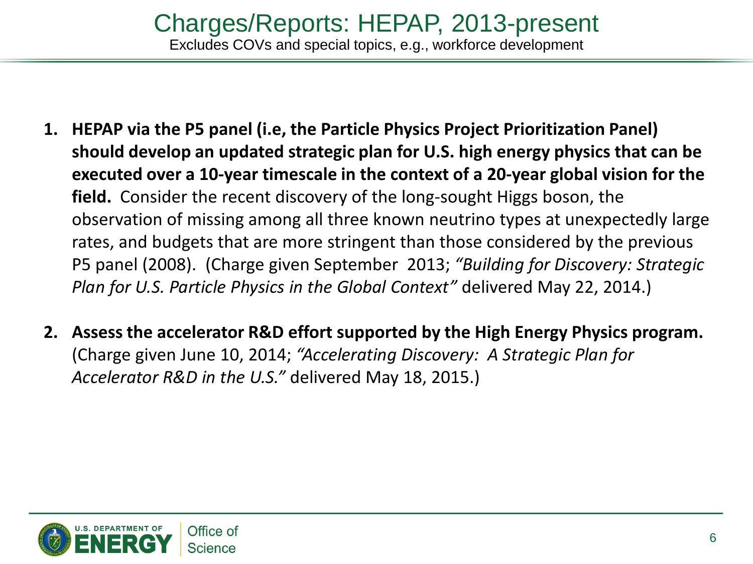# Charges/Reports: HEPAP, 2013-present

Excludes COVs and special topics, e.g., workforce development

1. **HEPAP via the P5 panel (i.e, the Particle Physics Project Prioritization Panel) should develop an updated strategic plan for U.S. high energy physics that can be executed over a 10-year timescale in the context of a 20-year global vision for the field.** Consider the recent discovery of the long-sought Higgs boson, the observation of missing among all three known neutrino types at unexpectedly large rates, and budgets that are more stringent than those considered by the previous P5 panel (2008). (Charge given September 2013; *"Building for Discovery: Strategic Plan for U.S. Particle Physics in the Global Context"* delivered May 22, 2014.)

2. **Assess the accelerator R&D effort supported by the High Energy Physics program.** (Charge given June 10, 2014; *"Accelerating Discovery: A Strategic Plan for Accelerator R&D in the U.S."* delivered May 18, 2015.)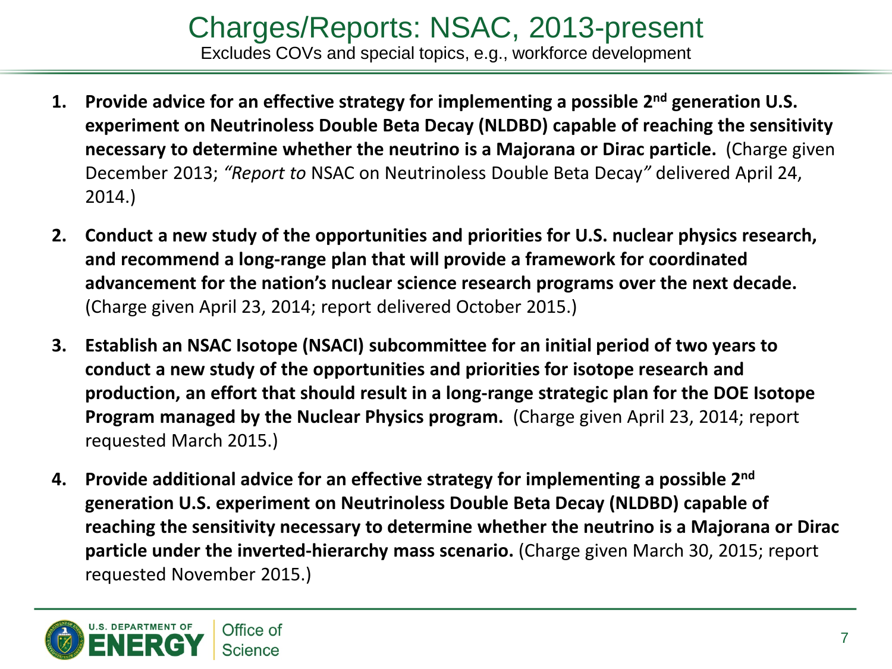# Charges/Reports: NSAC, 2013-present

Excludes COVs and special topics, e.g., workforce development

1. **Provide advice for an effective strategy for implementing a possible 2nd generation U.S. experiment on Neutrinoless Double Beta Decay (NLDBD) capable of reaching the sensitivity necessary to determine whether the neutrino is a Majorana or Dirac particle.** (Charge given December 2013; *"Report to* NSAC on Neutrinoless Double Beta Decay*"* delivered April 24, 2014.)

2. **Conduct a new study of the opportunities and priorities for U.S. nuclear physics research, and recommend a long-range plan that will provide a framework for coordinated advancement for the nation's nuclear science research programs over the next decade.** (Charge given April 23, 2014; report delivered October 2015.)

3. **Establish an NSAC Isotope (NSACI) subcommittee for an initial period of two years to conduct a new study of the opportunities and priorities for isotope research and production, an effort that should result in a long-range strategic plan for the DOE Isotope Program managed by the Nuclear Physics program.** (Charge given April 23, 2014; report requested March 2015.)

4. **Provide additional advice for an effective strategy for implementing a possible 2nd generation U.S. experiment on Neutrinoless Double Beta Decay (NLDBD) capable of reaching the sensitivity necessary to determine whether the neutrino is a Majorana or Dirac particle under the inverted-hierarchy mass scenario.** (Charge given March 30, 2015; report requested November 2015.)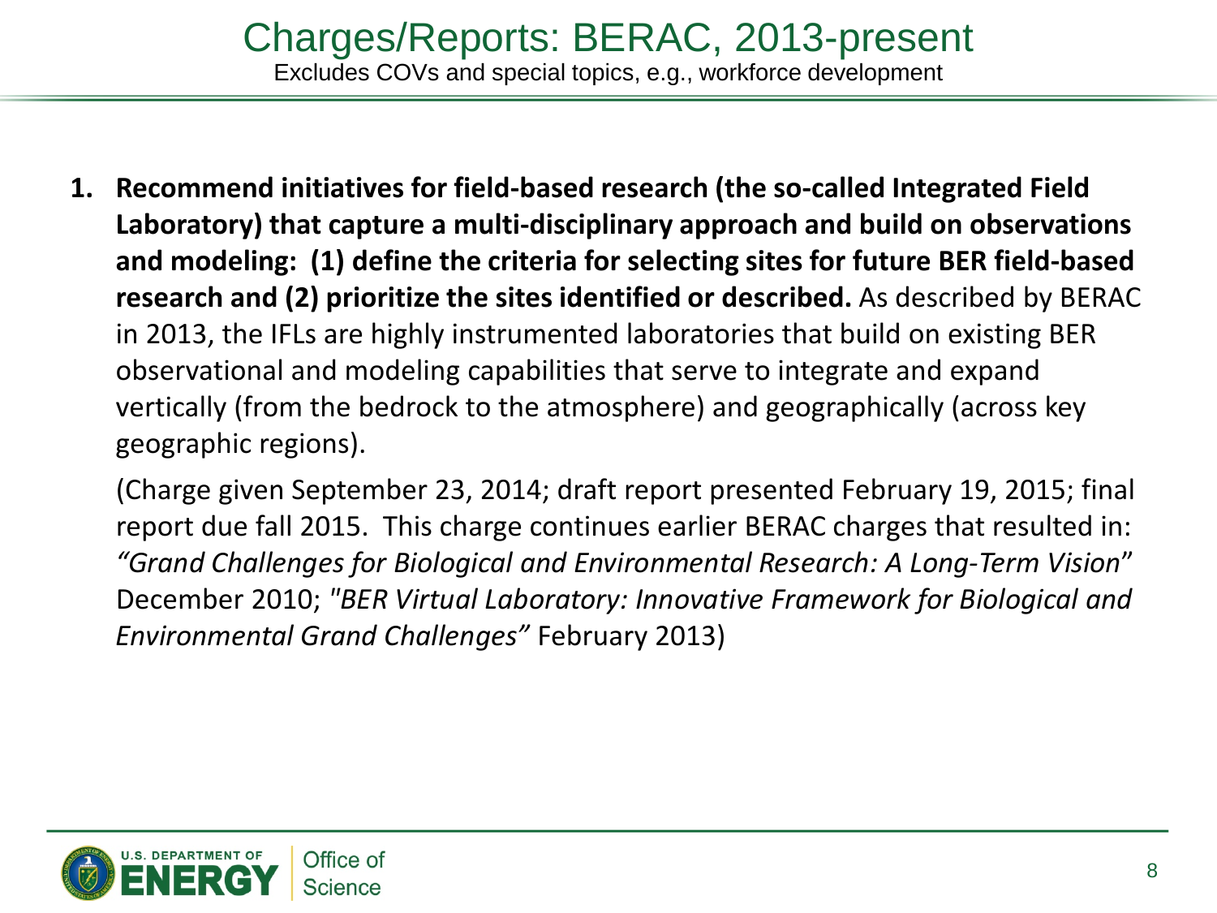# Charges/Reports: BERAC, 2013-present

Excludes COVs and special topics, e.g., workforce development

1. **Recommend initiatives for field-based research (the so-called Integrated Field Laboratory) that capture a multi-disciplinary approach and build on observations and modeling: (1) define the criteria for selecting sites for future BER field-based research and (2) prioritize the sites identified or described.** As described by BERAC in 2013, the IFLs are highly instrumented laboratories that build on existing BER observational and modeling capabilities that serve to integrate and expand vertically (from the bedrock to the atmosphere) and geographically (across key geographic regions).

   (Charge given September 23, 2014; draft report presented February 19, 2015; final report due fall 2015. This charge continues earlier BERAC charges that resulted in: *"Grand Challenges for Biological and Environmental Research: A Long-Term Vision"* December 2010; *"BER Virtual Laboratory: Innovative Framework for Biological and Environmental Grand Challenges"* February 2013)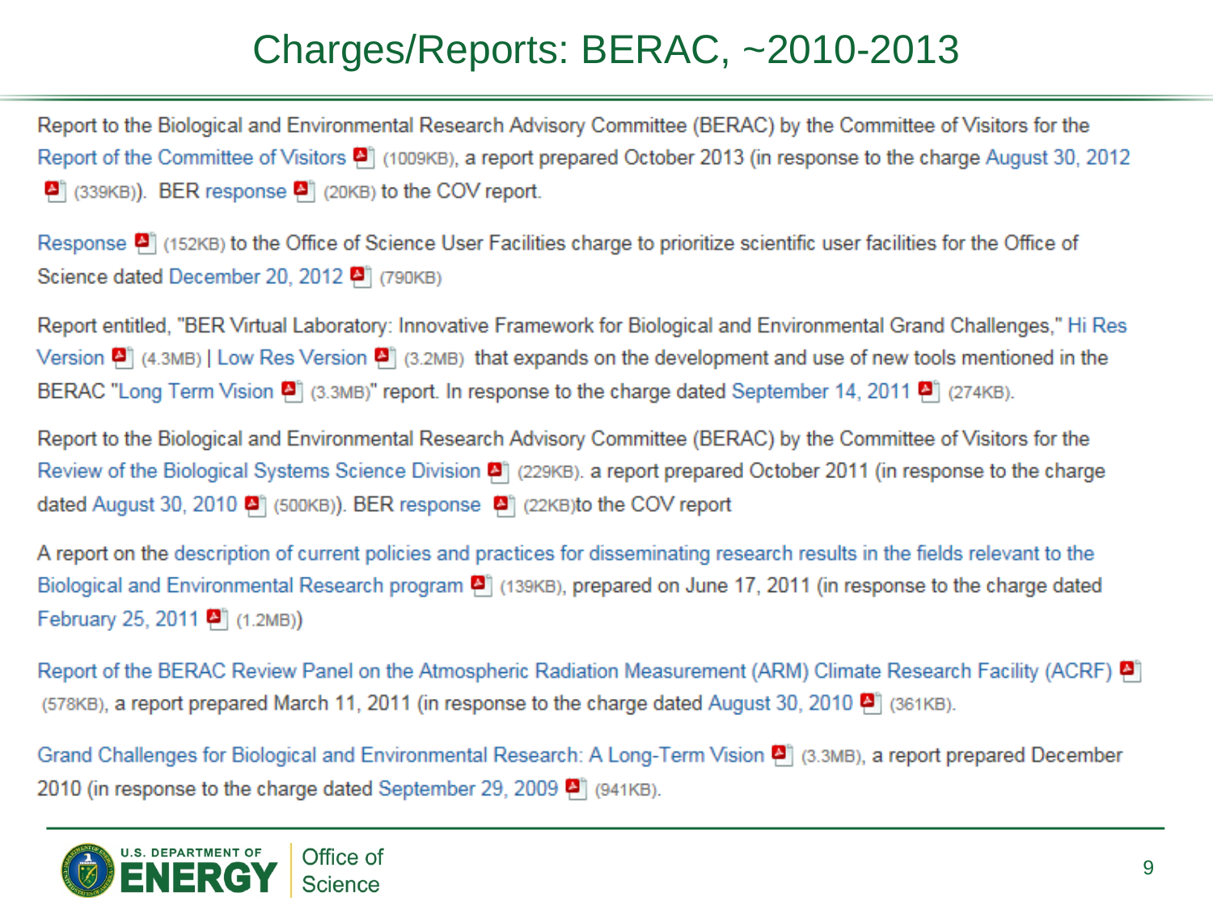# Charges/Reports: BERAC, ~2010-2013

Report to the Biological and Environmental Research Advisory Committee (BERAC) by the Committee of Visitors for the Report of the Committee of Visitors (1009KB), a report prepared October 2013 (in response to the charge August 30, 2012 (339KB)). BER response (20KB) to the COV report.

Response (152KB) to the Office of Science User Facilities charge to prioritize scientific user facilities for the Office of Science dated December 20, 2012 (790KB)

Report entitled, "BER Virtual Laboratory: Innovative Framework for Biological and Environmental Grand Challenges," Hi Res Version (4.3MB) | Low Res Version (3.2MB) that expands on the development and use of new tools mentioned in the BERAC "Long Term Vision (3.3MB)" report. In response to the charge dated September 14, 2011 (274KB).

Report to the Biological and Environmental Research Advisory Committee (BERAC) by the Committee of Visitors for the Review of the Biological Systems Science Division (229KB). a report prepared October 2011 (in response to the charge dated August 30, 2010 (500KB)). BER response (22KB)to the COV report

A report on the description of current policies and practices for disseminating research results in the fields relevant to the Biological and Environmental Research program (139KB), prepared on June 17, 2011 (in response to the charge dated February 25, 2011 (1.2MB))

Report of the BERAC Review Panel on the Atmospheric Radiation Measurement (ARM) Climate Research Facility (ACRF) (578KB), a report prepared March 11, 2011 (in response to the charge dated August 30, 2010 (361KB).

Grand Challenges for Biological and Environmental Research: A Long-Term Vision (3.3MB), a report prepared December 2010 (in response to the charge dated September 29, 2009 (941KB).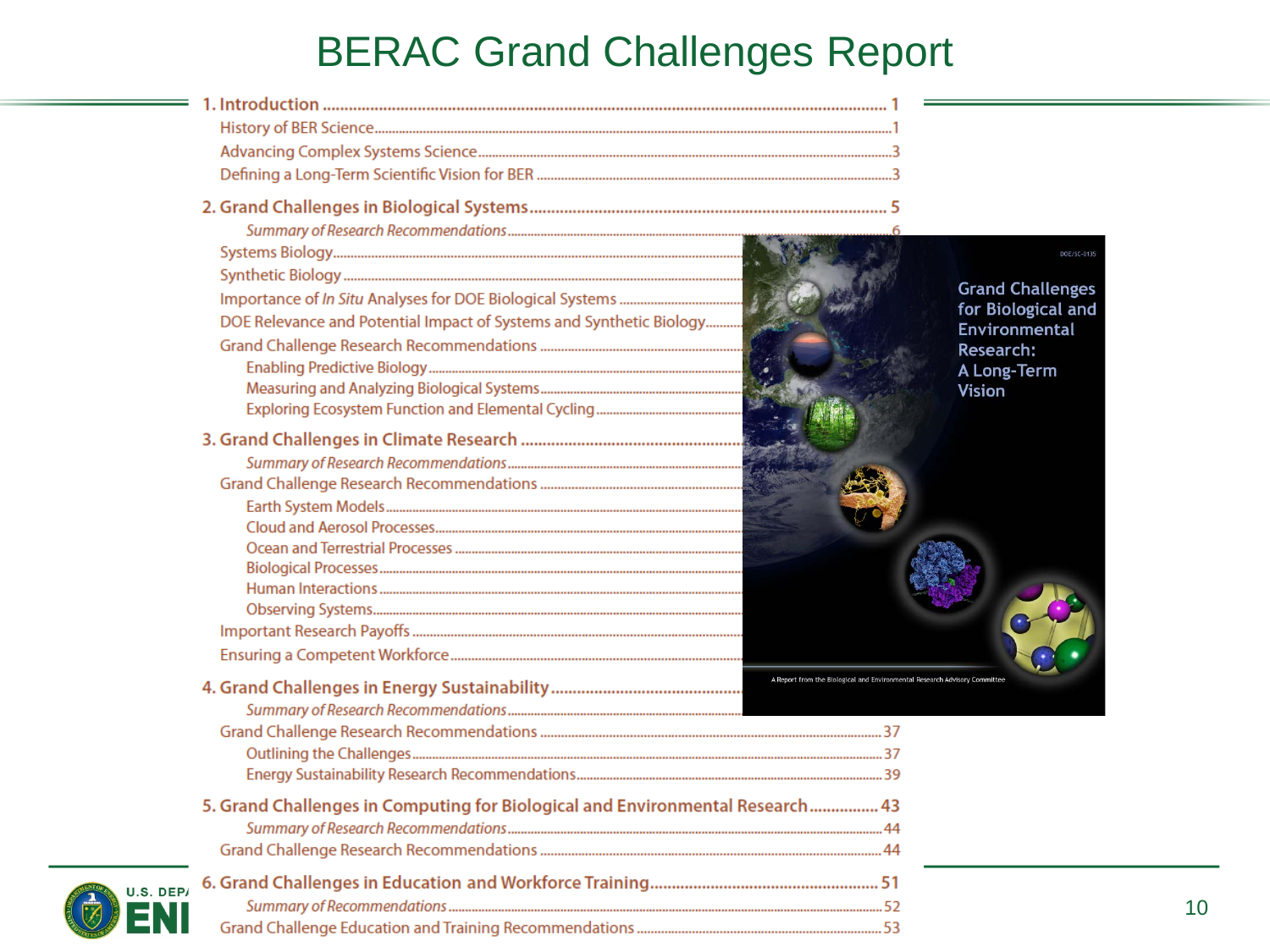# BERAC Grand Challenges Report

1. Introduction ........ 1
   - History of BER Science ........ 1
   - Advancing Complex Systems Science ........ 3
   - Defining a Long-Term Scientific Vision for BER ........ 3

2. Grand Challenges in Biological Systems ........ 5
   - *Summary of Research Recommendations* ........ 6
   - Systems Biology
   - Synthetic Biology
   - Importance of *In Situ* Analyses for DOE Biological Systems
   - DOE Relevance and Potential Impact of Systems and Synthetic Biology
   - Grand Challenge Research Recommendations
     - Enabling Predictive Biology
     - Measuring and Analyzing Biological Systems
     - Exploring Ecosystem Function and Elemental Cycling

3. Grand Challenges in Climate Research
   - *Summary of Research Recommendations*
   - Grand Challenge Research Recommendations
     - Earth System Models
     - Cloud and Aerosol Processes
     - Ocean and Terrestrial Processes
     - Biological Processes
     - Human Interactions
     - Observing Systems
   - Important Research Payoffs
   - Ensuring a Competent Workforce

4. Grand Challenges in Energy Sustainability
   - *Summary of Research Recommendations*
   - Grand Challenge Research Recommendations ........ 37
     - Outlining the Challenges ........ 37
     - Energy Sustainability Research Recommendations ........ 39

5. Grand Challenges in Computing for Biological and Environmental Research ........ 43
   - *Summary of Research Recommendations* ........ 44
   - Grand Challenge Research Recommendations ........ 44

6. Grand Challenges in Education and Workforce Training ........ 51
   - *Summary of Recommendations* ........ 52
   - Grand Challenge Education and Training Recommendations ........ 53

DOE/SC-0135

Grand Challenges for Biological and Environmental Research: A Long-Term Vision

A Report from the Biological and Environmental Research Advisory Committee